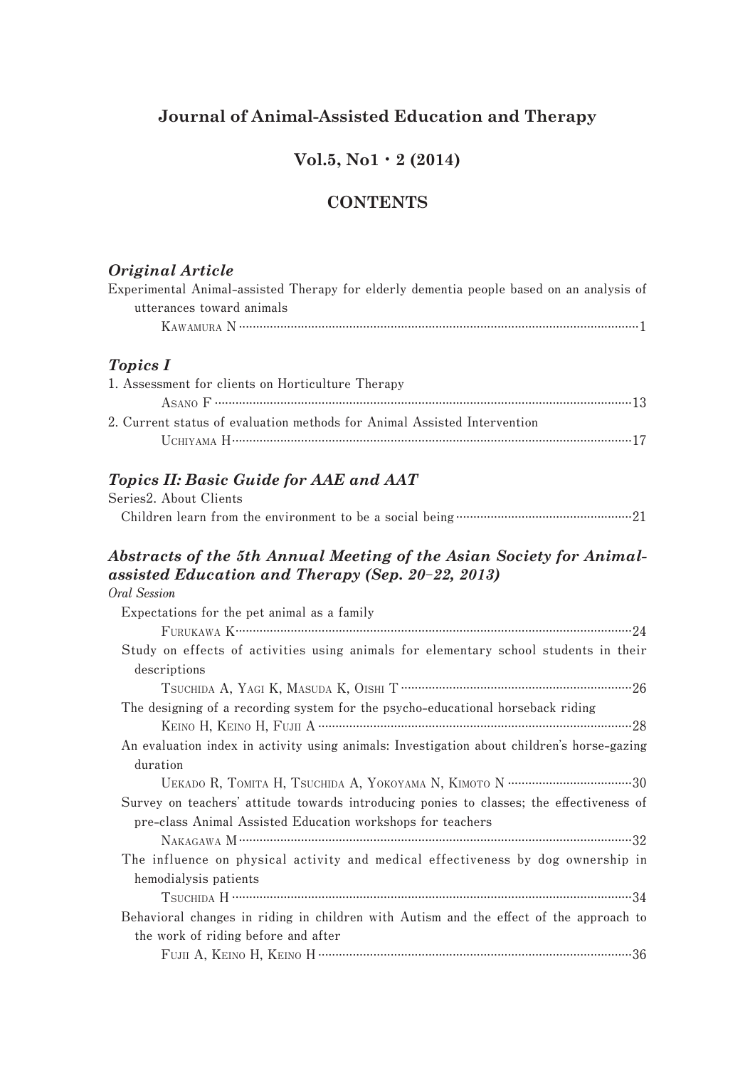# Journal of Animal-Assisted Education and Therapy

## Vol.5, No1・2 (2014)

## CONTENTS

### *Original Article*

Experimental Animal-assisted Therapy for elderly dementia people based on an analysis of utterances toward animals
KAWAMURA N ······ 1

### *Topics I*

1. Assessment for clients on Horticulture Therapy
ASANO F ······ 13
2. Current status of evaluation methods for Animal Assisted Intervention
UCHIYAMA H ······ 17

### *Topics II: Basic Guide for AAE and AAT*

Series2. About Clients
Children learn from the environment to be a social being ······ 21

### *Abstracts of the 5th Annual Meeting of the Asian Society for Animal-assisted Education and Therapy (Sep. 20–22, 2013)*

*Oral Session*

Expectations for the pet animal as a family
FURUKAWA K ······ 24

Study on effects of activities using animals for elementary school students in their descriptions
TSUCHIDA A, YAGI K, MASUDA K, OISHI T ······ 26

The designing of a recording system for the psycho-educational horseback riding
KEINO H, KEINO H, FUJII A ······ 28

An evaluation index in activity using animals: Investigation about children's horse-gazing duration
UEKADO R, TOMITA H, TSUCHIDA A, YOKOYAMA N, KIMOTO N ······ 30

Survey on teachers' attitude towards introducing ponies to classes; the effectiveness of pre-class Animal Assisted Education workshops for teachers
NAKAGAWA M ······ 32

The influence on physical activity and medical effectiveness by dog ownership in hemodialysis patients
TSUCHIDA H ······ 34

Behavioral changes in riding in children with Autism and the effect of the approach to the work of riding before and after
FUJII A, KEINO H, KEINO H ······ 36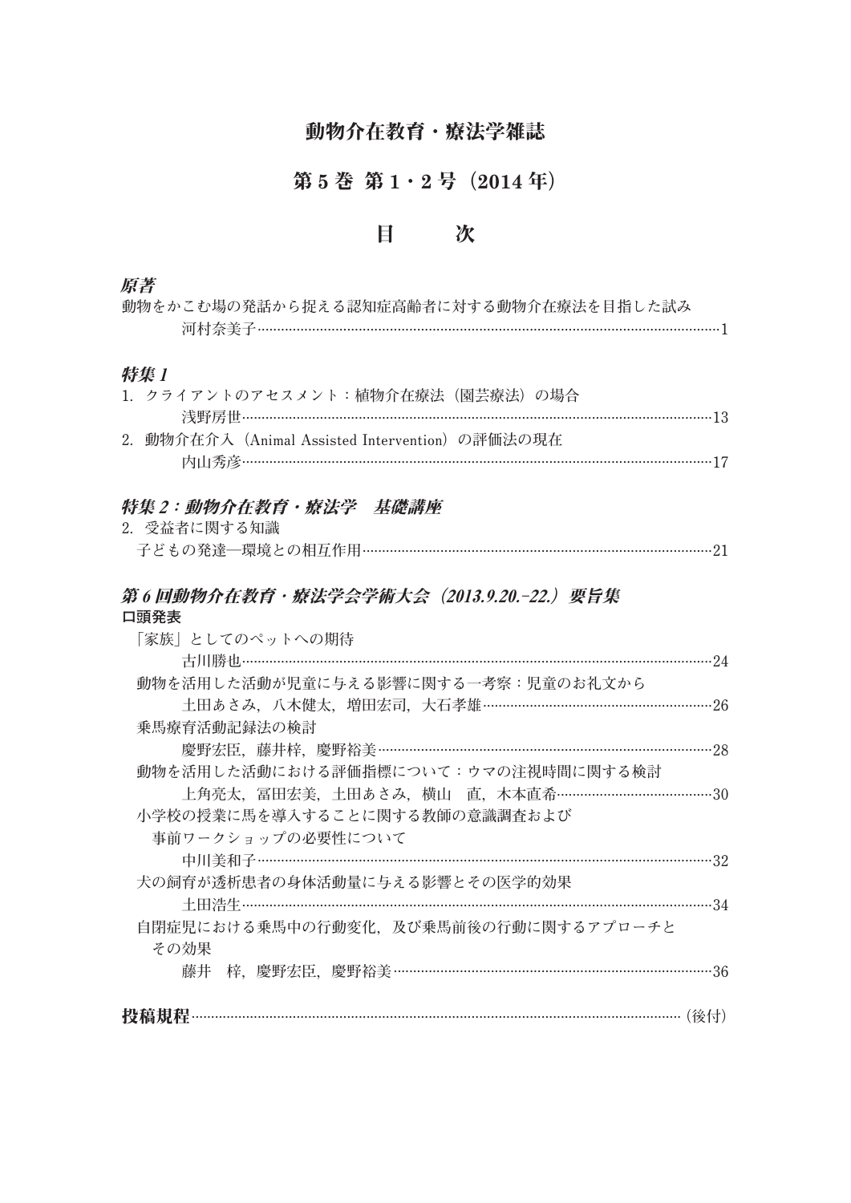# 動物介在教育・療法学雑誌

## 第 5 巻 第 1・2 号（2014 年）

## 目　　次

### *原著*

動物をかこむ場の発話から捉える認知症高齢者に対する動物介在療法を目指した試み
　　河村奈美子……1

### *特集 1*

1. クライアントのアセスメント：植物介在療法（園芸療法）の場合
　　浅野房世……13
2. 動物介在介入（Animal Assisted Intervention）の評価法の現在
　　内山秀彦……17

### *特集 2：動物介在教育・療法学　基礎講座*

2. 受益者に関する知識
子どもの発達―環境との相互作用……21

### *第 6 回動物介在教育・療法学会学術大会（2013.9.20.-22.）要旨集*

**口頭発表**

「家族」としてのペットへの期待
　　古川勝也……24

動物を活用した活動が児童に与える影響に関する一考察：児童のお礼文から
　　土田あさみ，八木健太，増田宏司，大石孝雄……26

乗馬療育活動記録法の検討
　　慶野宏臣，藤井梓，慶野裕美……28

動物を活用した活動における評価指標について：ウマの注視時間に関する検討
　　上角亮太，冨田宏美，土田あさみ，横山　直，木本直希……30

小学校の授業に馬を導入することに関する教師の意識調査および事前ワークショップの必要性について
　　中川美和子……32

犬の飼育が透析患者の身体活動量に与える影響とその医学的効果
　　土田浩生……34

自閉症児における乗馬中の行動変化，及び乗馬前後の行動に関するアプローチとその効果
　　藤井　梓，慶野宏臣，慶野裕美……36

**投稿規程**……（後付）